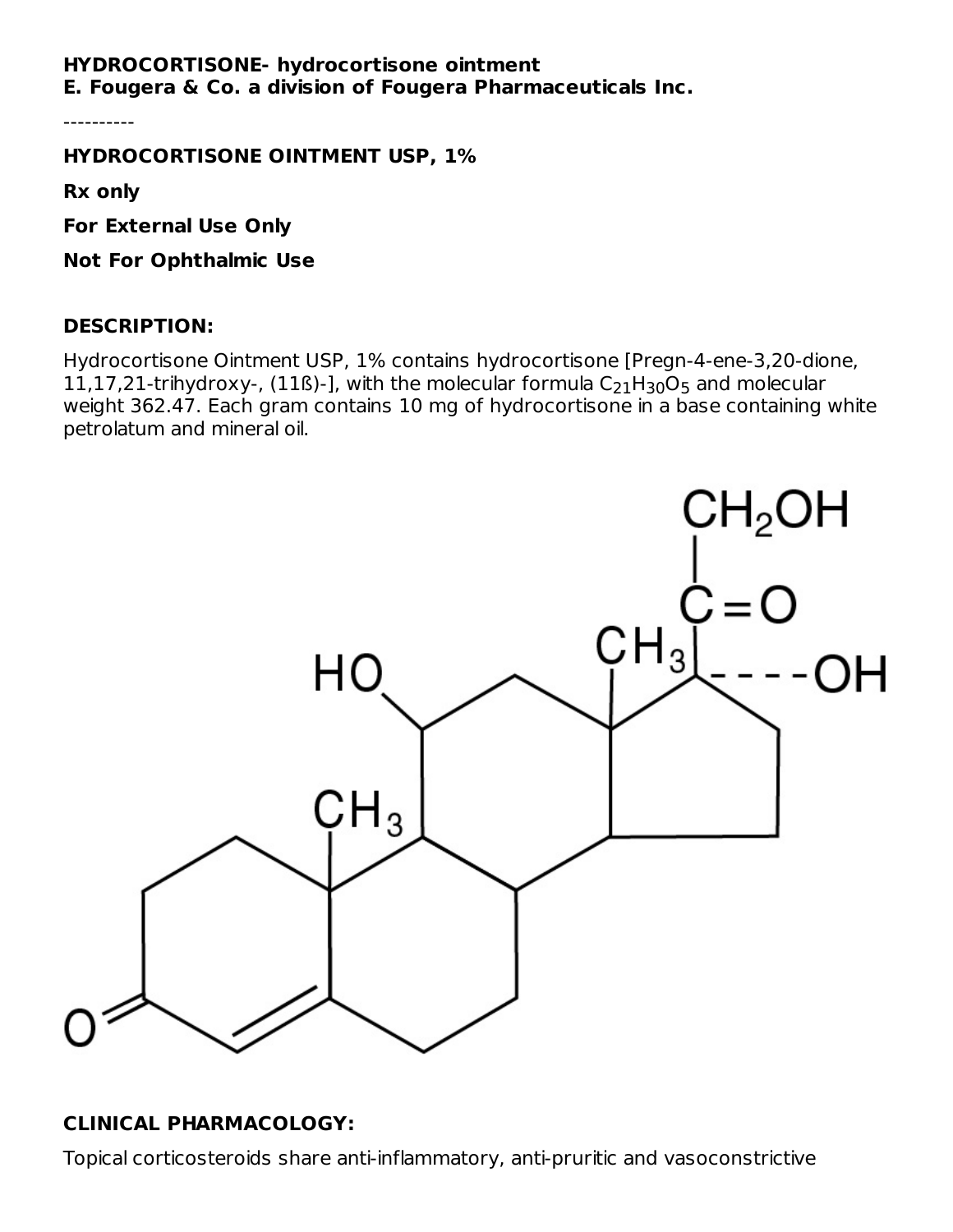**HYDROCORTISONE- hydrocortisone ointment**
**E. Fougera & Co. a division of Fougera Pharmaceuticals Inc.**

----------

**HYDROCORTISONE OINTMENT USP, 1%**

**Rx only**

**For External Use Only**

**Not For Ophthalmic Use**

**DESCRIPTION:**

Hydrocortisone Ointment USP, 1% contains hydrocortisone [Pregn-4-ene-3,20-dione, 11,17,21-trihydroxy-, (11ß)-], with the molecular formula $C_{21}H_{30}O_5$ and molecular weight 362.47. Each gram contains 10 mg of hydrocortisone in a base containing white petrolatum and mineral oil.

**CLINICAL PHARMACOLOGY:**

Topical corticosteroids share anti-inflammatory, anti-pruritic and vasoconstrictive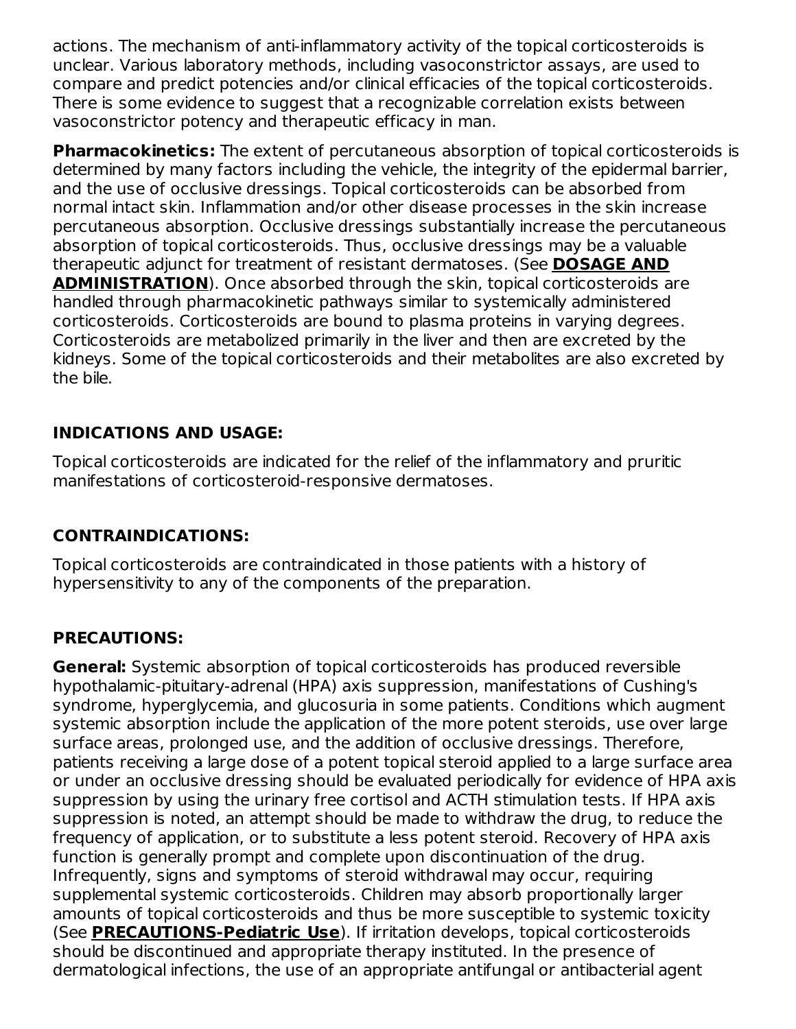actions. The mechanism of anti-inflammatory activity of the topical corticosteroids is unclear. Various laboratory methods, including vasoconstrictor assays, are used to compare and predict potencies and/or clinical efficacies of the topical corticosteroids. There is some evidence to suggest that a recognizable correlation exists between vasoconstrictor potency and therapeutic efficacy in man.

**Pharmacokinetics:** The extent of percutaneous absorption of topical corticosteroids is determined by many factors including the vehicle, the integrity of the epidermal barrier, and the use of occlusive dressings. Topical corticosteroids can be absorbed from normal intact skin. Inflammation and/or other disease processes in the skin increase percutaneous absorption. Occlusive dressings substantially increase the percutaneous absorption of topical corticosteroids. Thus, occlusive dressings may be a valuable therapeutic adjunct for treatment of resistant dermatoses. (See **DOSAGE AND ADMINISTRATION**). Once absorbed through the skin, topical corticosteroids are handled through pharmacokinetic pathways similar to systemically administered corticosteroids. Corticosteroids are bound to plasma proteins in varying degrees. Corticosteroids are metabolized primarily in the liver and then are excreted by the kidneys. Some of the topical corticosteroids and their metabolites are also excreted by the bile.

## INDICATIONS AND USAGE:

Topical corticosteroids are indicated for the relief of the inflammatory and pruritic manifestations of corticosteroid-responsive dermatoses.

## CONTRAINDICATIONS:

Topical corticosteroids are contraindicated in those patients with a history of hypersensitivity to any of the components of the preparation.

## PRECAUTIONS:

**General:** Systemic absorption of topical corticosteroids has produced reversible hypothalamic-pituitary-adrenal (HPA) axis suppression, manifestations of Cushing's syndrome, hyperglycemia, and glucosuria in some patients. Conditions which augment systemic absorption include the application of the more potent steroids, use over large surface areas, prolonged use, and the addition of occlusive dressings. Therefore, patients receiving a large dose of a potent topical steroid applied to a large surface area or under an occlusive dressing should be evaluated periodically for evidence of HPA axis suppression by using the urinary free cortisol and ACTH stimulation tests. If HPA axis suppression is noted, an attempt should be made to withdraw the drug, to reduce the frequency of application, or to substitute a less potent steroid. Recovery of HPA axis function is generally prompt and complete upon discontinuation of the drug. Infrequently, signs and symptoms of steroid withdrawal may occur, requiring supplemental systemic corticosteroids. Children may absorb proportionally larger amounts of topical corticosteroids and thus be more susceptible to systemic toxicity (See **PRECAUTIONS-Pediatric Use**). If irritation develops, topical corticosteroids should be discontinued and appropriate therapy instituted. In the presence of dermatological infections, the use of an appropriate antifungal or antibacterial agent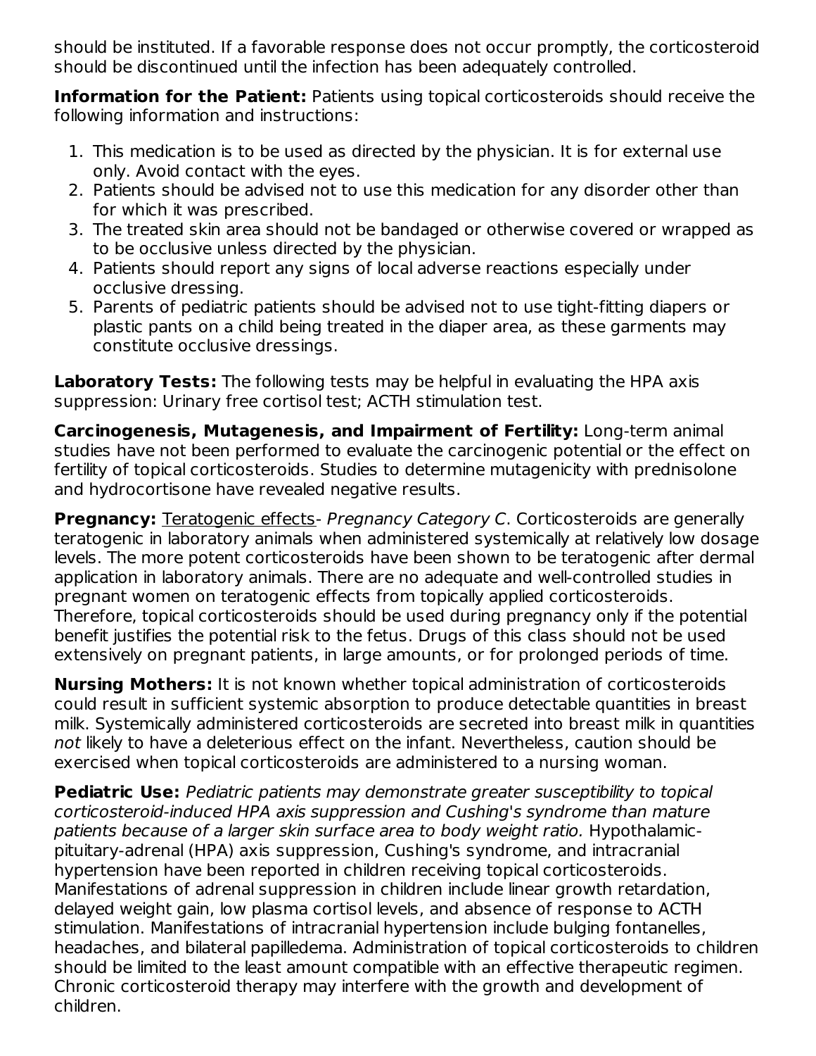should be instituted. If a favorable response does not occur promptly, the corticosteroid should be discontinued until the infection has been adequately controlled.

**Information for the Patient:** Patients using topical corticosteroids should receive the following information and instructions:

1. This medication is to be used as directed by the physician. It is for external use only. Avoid contact with the eyes.
2. Patients should be advised not to use this medication for any disorder other than for which it was prescribed.
3. The treated skin area should not be bandaged or otherwise covered or wrapped as to be occlusive unless directed by the physician.
4. Patients should report any signs of local adverse reactions especially under occlusive dressing.
5. Parents of pediatric patients should be advised not to use tight-fitting diapers or plastic pants on a child being treated in the diaper area, as these garments may constitute occlusive dressings.

**Laboratory Tests:** The following tests may be helpful in evaluating the HPA axis suppression: Urinary free cortisol test; ACTH stimulation test.

**Carcinogenesis, Mutagenesis, and Impairment of Fertility:** Long-term animal studies have not been performed to evaluate the carcinogenic potential or the effect on fertility of topical corticosteroids. Studies to determine mutagenicity with prednisolone and hydrocortisone have revealed negative results.

**Pregnancy:** Teratogenic effects- *Pregnancy Category C*. Corticosteroids are generally teratogenic in laboratory animals when administered systemically at relatively low dosage levels. The more potent corticosteroids have been shown to be teratogenic after dermal application in laboratory animals. There are no adequate and well-controlled studies in pregnant women on teratogenic effects from topically applied corticosteroids. Therefore, topical corticosteroids should be used during pregnancy only if the potential benefit justifies the potential risk to the fetus. Drugs of this class should not be used extensively on pregnant patients, in large amounts, or for prolonged periods of time.

**Nursing Mothers:** It is not known whether topical administration of corticosteroids could result in sufficient systemic absorption to produce detectable quantities in breast milk. Systemically administered corticosteroids are secreted into breast milk in quantities *not* likely to have a deleterious effect on the infant. Nevertheless, caution should be exercised when topical corticosteroids are administered to a nursing woman.

**Pediatric Use:** *Pediatric patients may demonstrate greater susceptibility to topical corticosteroid-induced HPA axis suppression and Cushing's syndrome than mature patients because of a larger skin surface area to body weight ratio.* Hypothalamic-pituitary-adrenal (HPA) axis suppression, Cushing's syndrome, and intracranial hypertension have been reported in children receiving topical corticosteroids. Manifestations of adrenal suppression in children include linear growth retardation, delayed weight gain, low plasma cortisol levels, and absence of response to ACTH stimulation. Manifestations of intracranial hypertension include bulging fontanelles, headaches, and bilateral papilledema. Administration of topical corticosteroids to children should be limited to the least amount compatible with an effective therapeutic regimen. Chronic corticosteroid therapy may interfere with the growth and development of children.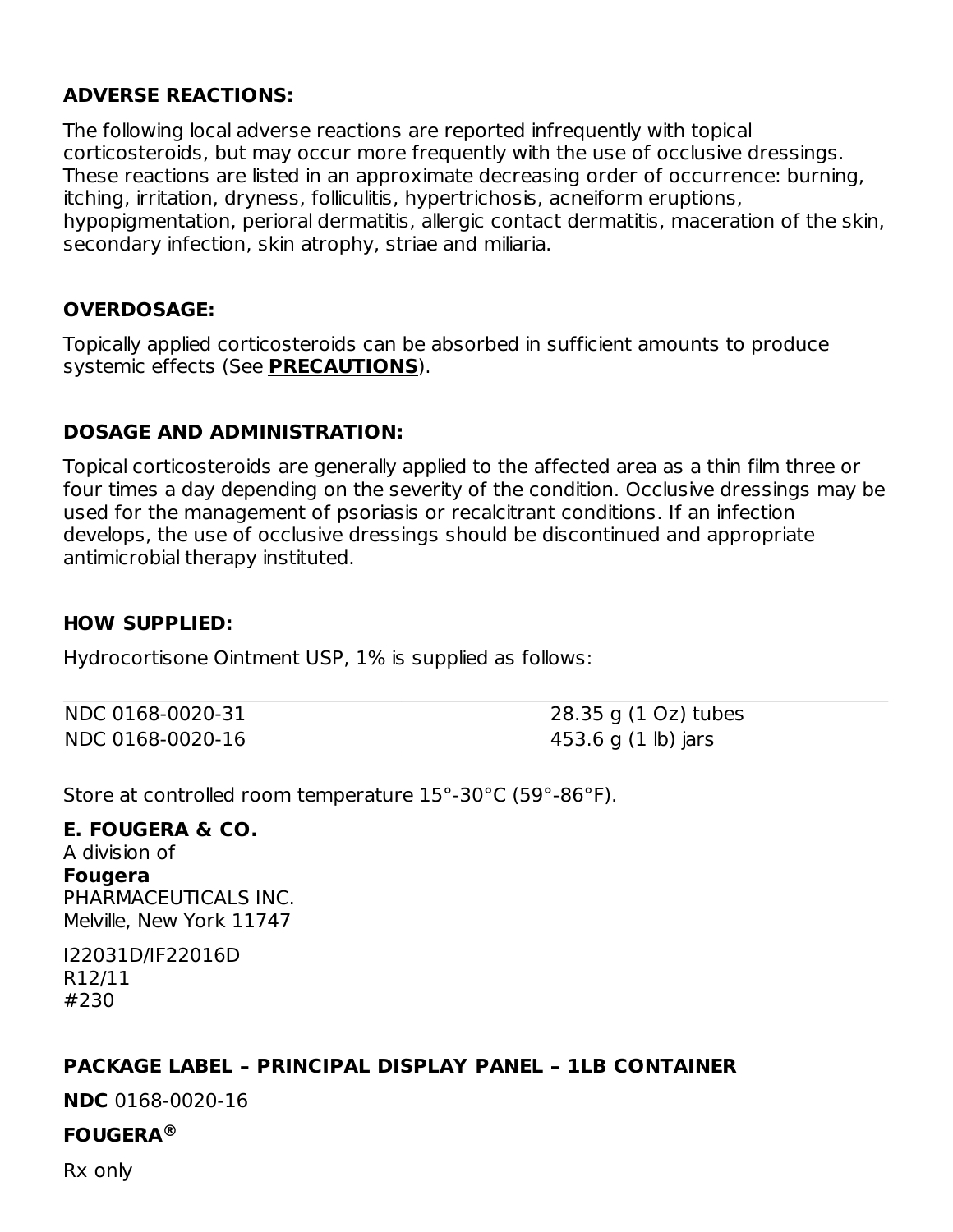## ADVERSE REACTIONS:

The following local adverse reactions are reported infrequently with topical corticosteroids, but may occur more frequently with the use of occlusive dressings. These reactions are listed in an approximate decreasing order of occurrence: burning, itching, irritation, dryness, folliculitis, hypertrichosis, acneiform eruptions, hypopigmentation, perioral dermatitis, allergic contact dermatitis, maceration of the skin, secondary infection, skin atrophy, striae and miliaria.

## OVERDOSAGE:

Topically applied corticosteroids can be absorbed in sufficient amounts to produce systemic effects (See **PRECAUTIONS**).

## DOSAGE AND ADMINISTRATION:

Topical corticosteroids are generally applied to the affected area as a thin film three or four times a day depending on the severity of the condition. Occlusive dressings may be used for the management of psoriasis or recalcitrant conditions. If an infection develops, the use of occlusive dressings should be discontinued and appropriate antimicrobial therapy instituted.

## HOW SUPPLIED:

Hydrocortisone Ointment USP, 1% is supplied as follows:

| | |
|---|---|
| NDC 0168-0020-31 | 28.35 g (1 Oz) tubes |
| NDC 0168-0020-16 | 453.6 g (1 lb) jars |

Store at controlled room temperature 15°-30°C (59°-86°F).

**E. FOUGERA & CO.**
A division of
**Fougera**
PHARMACEUTICALS INC.
Melville, New York 11747

I22031D/IF22016D
R12/11
#230

## PACKAGE LABEL – PRINCIPAL DISPLAY PANEL – 1LB CONTAINER

**NDC** 0168-0020-16

**FOUGERA®**

Rx only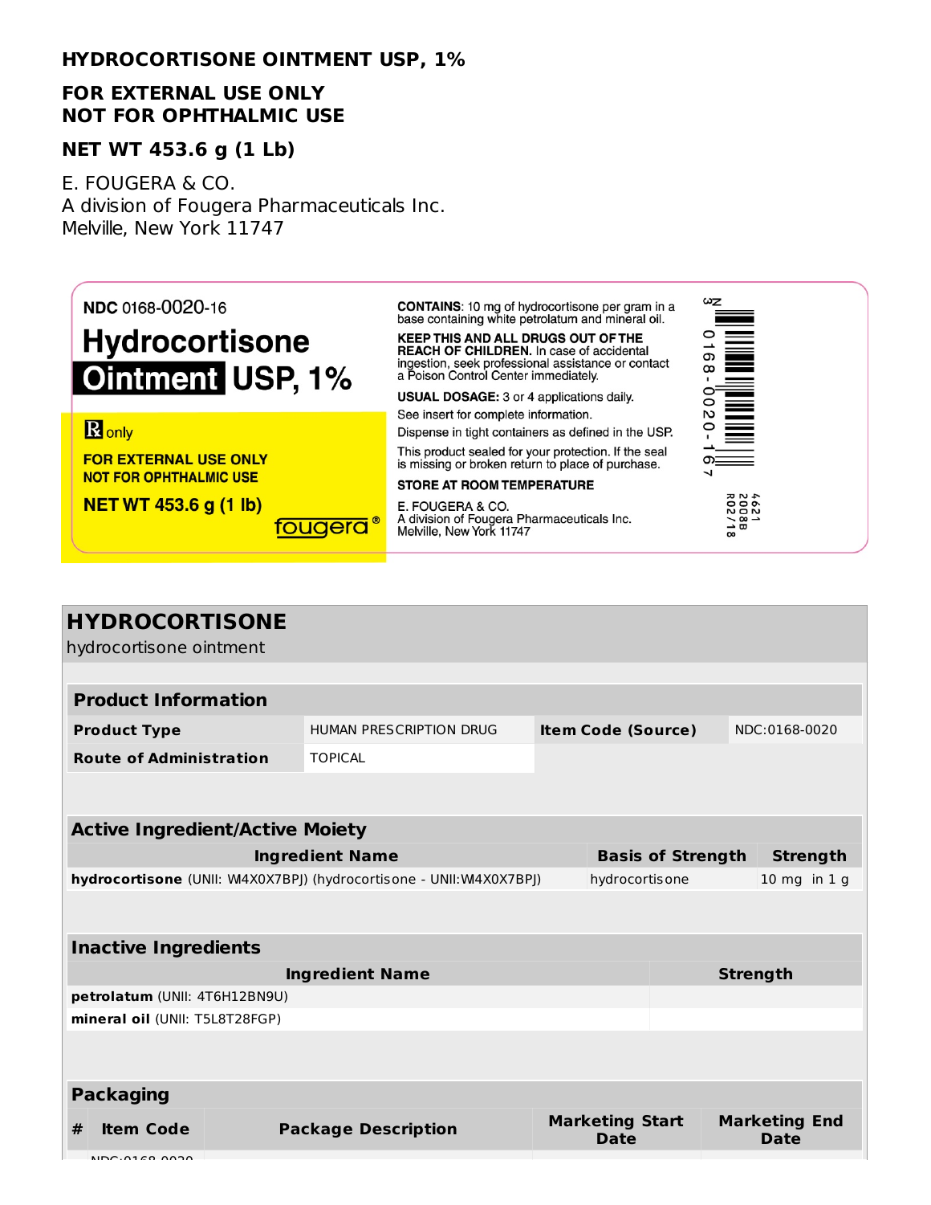**HYDROCORTISONE OINTMENT USP, 1%**

**FOR EXTERNAL USE ONLY**
**NOT FOR OPHTHALMIC USE**

**NET WT 453.6 g (1 Lb)**

E. FOUGERA & CO.
A division of Fougera Pharmaceuticals Inc.
Melville, New York 11747

NDC 0168-0020-16

**Hydrocortisone Ointment USP, 1%**

℞ only

**FOR EXTERNAL USE ONLY**
**NOT FOR OPHTHALMIC USE**

**NET WT 453.6 g (1 lb)**

fougera®

**CONTAINS**: 10 mg of hydrocortisone per gram in a base containing white petrolatum and mineral oil.

**KEEP THIS AND ALL DRUGS OUT OF THE REACH OF CHILDREN.** In case of accidental ingestion, seek professional assistance or contact a Poison Control Center immediately.

**USUAL DOSAGE:** 3 or 4 applications daily.

See insert for complete information.

Dispense in tight containers as defined in the USP.

This product sealed for your protection. If the seal is missing or broken return to place of purchase.

**STORE AT ROOM TEMPERATURE**

E. FOUGERA & CO.
A division of Fougera Pharmaceuticals Inc.
Melville, New York 11747

N 3 0168-0020-16 7

4621
2008B
R02/18

## HYDROCORTISONE

hydrocortisone ointment

| **Product Information** | | | |
|---|---|---|---|
| **Product Type** | HUMAN PRESCRIPTION DRUG | **Item Code (Source)** | NDC:0168-0020 |
| **Route of Administration** | TOPICAL | | |

| **Active Ingredient/Active Moiety** | | |
|---|---|---|
| **Ingredient Name** | **Basis of Strength** | **Strength** |
| **hydrocortisone** (UNII: W4X0X7BPJ) (hydrocortisone - UNII:W4X0X7BPJ) | hydrocortisone | 10 mg in 1 g |

| **Inactive Ingredients** | |
|---|---|
| **Ingredient Name** | **Strength** |
| **petrolatum** (UNII: 4T6H12BN9U) | |
| **mineral oil** (UNII: T5L8T28FGP) | |

| **Packaging** | | | | |
|---|---|---|---|---|
| **#** | **Item Code** | **Package Description** | **Marketing Start Date** | **Marketing End Date** |
| | NDC:0168-0020 | | | |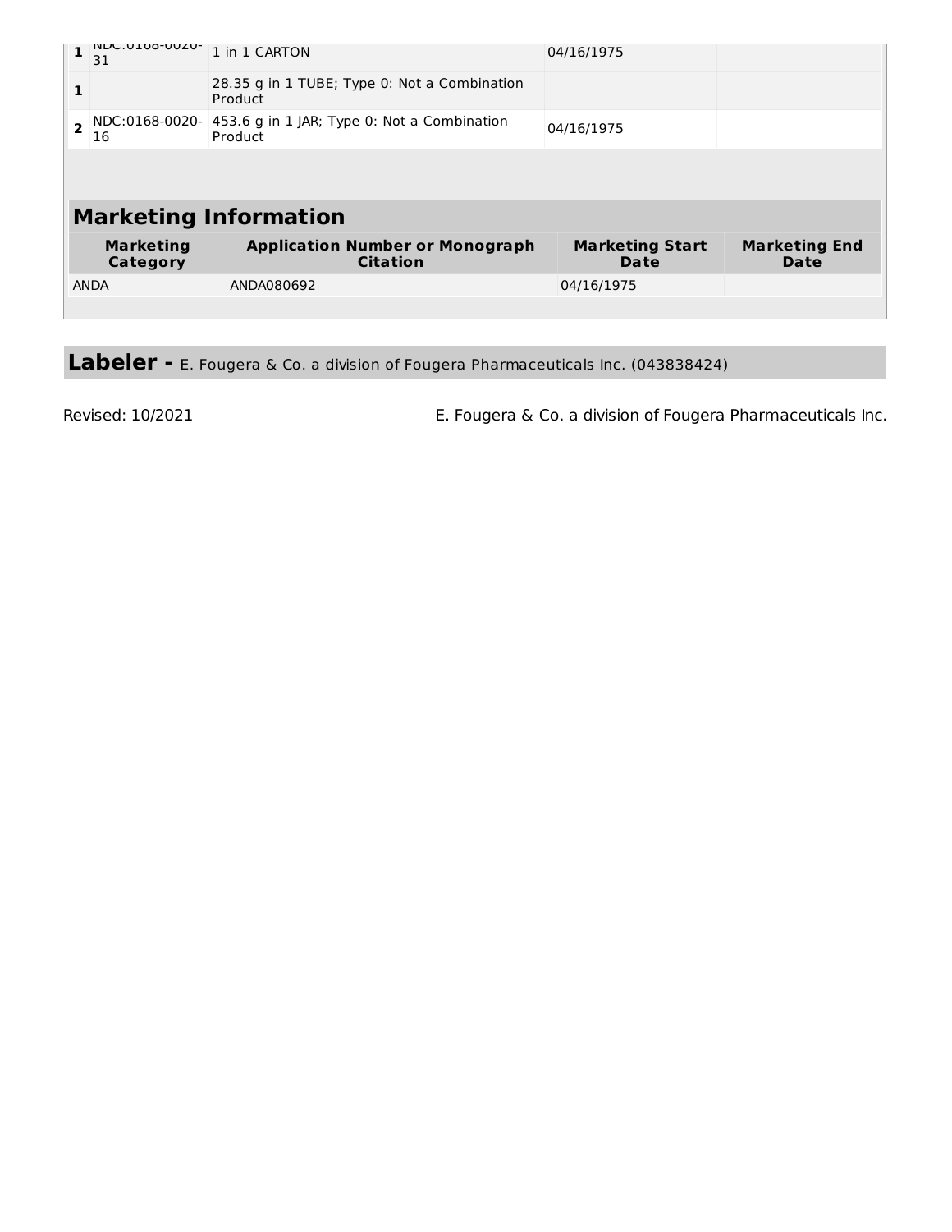| | | | | |
|---|---|---|---|---|
| **1** | NDC:0168-0020-31 | 1 in 1 CARTON | 04/16/1975 | |
| **1** | | 28.35 g in 1 TUBE; Type 0: Not a Combination Product | | |
| **2** | NDC:0168-0020-16 | 453.6 g in 1 JAR; Type 0: Not a Combination Product | 04/16/1975 | |

## Marketing Information

| Marketing Category | Application Number or Monograph Citation | Marketing Start Date | Marketing End Date |
|---|---|---|---|
| ANDA | ANDA080692 | 04/16/1975 | |

## Labeler - E. Fougera & Co. a division of Fougera Pharmaceuticals Inc. (043838424)

Revised: 10/2021

E. Fougera & Co. a division of Fougera Pharmaceuticals Inc.